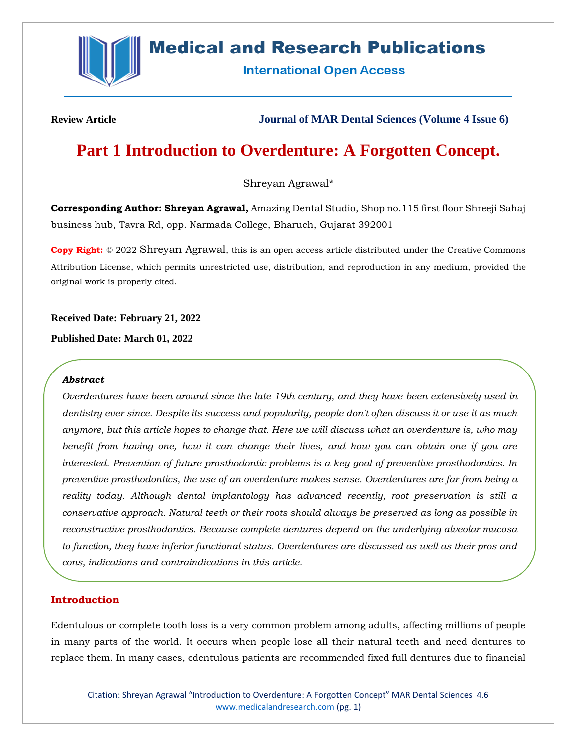**Review Article** **Journal of MAR Dental Sciences (Volume 4 Issue 6)**

# Part 1 Introduction to Overdenture: A Forgotten Concept.

Shreyan Agrawal*

**Corresponding Author: Shreyan Agrawal,** Amazing Dental Studio, Shop no.115 first floor Shreeji Sahaj business hub, Tavra Rd, opp. Narmada College, Bharuch, Gujarat 392001

**Copy Right:** © 2022 Shreyan Agrawal, this is an open access article distributed under the Creative Commons Attribution License, which permits unrestricted use, distribution, and reproduction in any medium, provided the original work is properly cited.

**Received Date: February 21, 2022**

**Published Date: March 01, 2022**

***Abstract***

*Overdentures have been around since the late 19th century, and they have been extensively used in dentistry ever since. Despite its success and popularity, people don't often discuss it or use it as much anymore, but this article hopes to change that. Here we will discuss what an overdenture is, who may benefit from having one, how it can change their lives, and how you can obtain one if you are interested. Prevention of future prosthodontic problems is a key goal of preventive prosthodontics. In preventive prosthodontics, the use of an overdenture makes sense. Overdentures are far from being a reality today. Although dental implantology has advanced recently, root preservation is still a conservative approach. Natural teeth or their roots should always be preserved as long as possible in reconstructive prosthodontics. Because complete dentures depend on the underlying alveolar mucosa to function, they have inferior functional status. Overdentures are discussed as well as their pros and cons, indications and contraindications in this article.*

## Introduction

Edentulous or complete tooth loss is a very common problem among adults, affecting millions of people in many parts of the world. It occurs when people lose all their natural teeth and need dentures to replace them. In many cases, edentulous patients are recommended fixed full dentures due to financial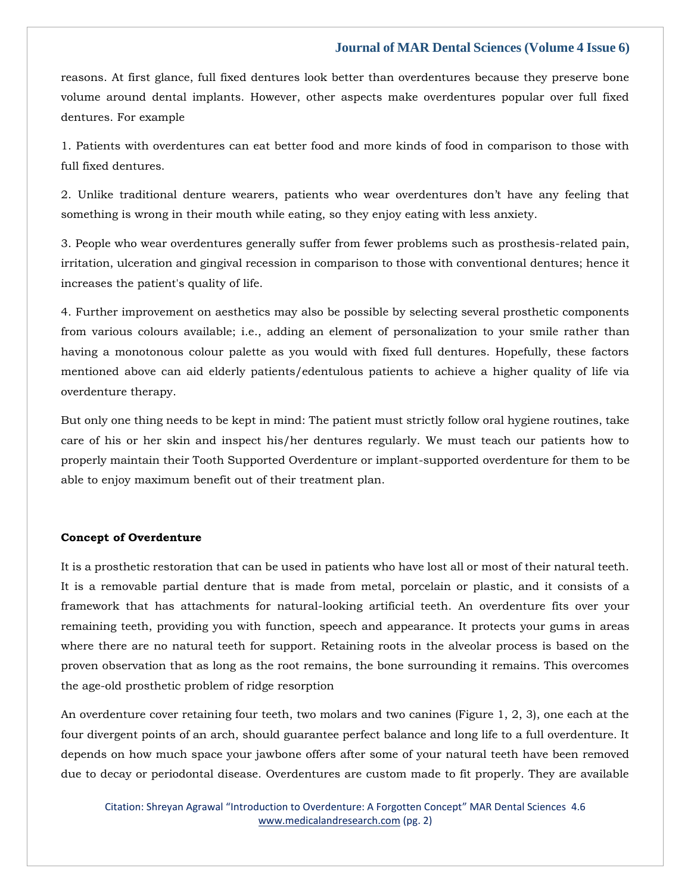reasons. At first glance, full fixed dentures look better than overdentures because they preserve bone volume around dental implants. However, other aspects make overdentures popular over full fixed dentures. For example

1. Patients with overdentures can eat better food and more kinds of food in comparison to those with full fixed dentures.

2. Unlike traditional denture wearers, patients who wear overdentures don't have any feeling that something is wrong in their mouth while eating, so they enjoy eating with less anxiety.

3. People who wear overdentures generally suffer from fewer problems such as prosthesis-related pain, irritation, ulceration and gingival recession in comparison to those with conventional dentures; hence it increases the patient's quality of life.

4. Further improvement on aesthetics may also be possible by selecting several prosthetic components from various colours available; i.e., adding an element of personalization to your smile rather than having a monotonous colour palette as you would with fixed full dentures. Hopefully, these factors mentioned above can aid elderly patients/edentulous patients to achieve a higher quality of life via overdenture therapy.

But only one thing needs to be kept in mind: The patient must strictly follow oral hygiene routines, take care of his or her skin and inspect his/her dentures regularly. We must teach our patients how to properly maintain their Tooth Supported Overdenture or implant-supported overdenture for them to be able to enjoy maximum benefit out of their treatment plan.

**Concept of Overdenture**

It is a prosthetic restoration that can be used in patients who have lost all or most of their natural teeth. It is a removable partial denture that is made from metal, porcelain or plastic, and it consists of a framework that has attachments for natural-looking artificial teeth. An overdenture fits over your remaining teeth, providing you with function, speech and appearance. It protects your gums in areas where there are no natural teeth for support. Retaining roots in the alveolar process is based on the proven observation that as long as the root remains, the bone surrounding it remains. This overcomes the age-old prosthetic problem of ridge resorption

An overdenture cover retaining four teeth, two molars and two canines (Figure 1, 2, 3), one each at the four divergent points of an arch, should guarantee perfect balance and long life to a full overdenture. It depends on how much space your jawbone offers after some of your natural teeth have been removed due to decay or periodontal disease. Overdentures are custom made to fit properly. They are available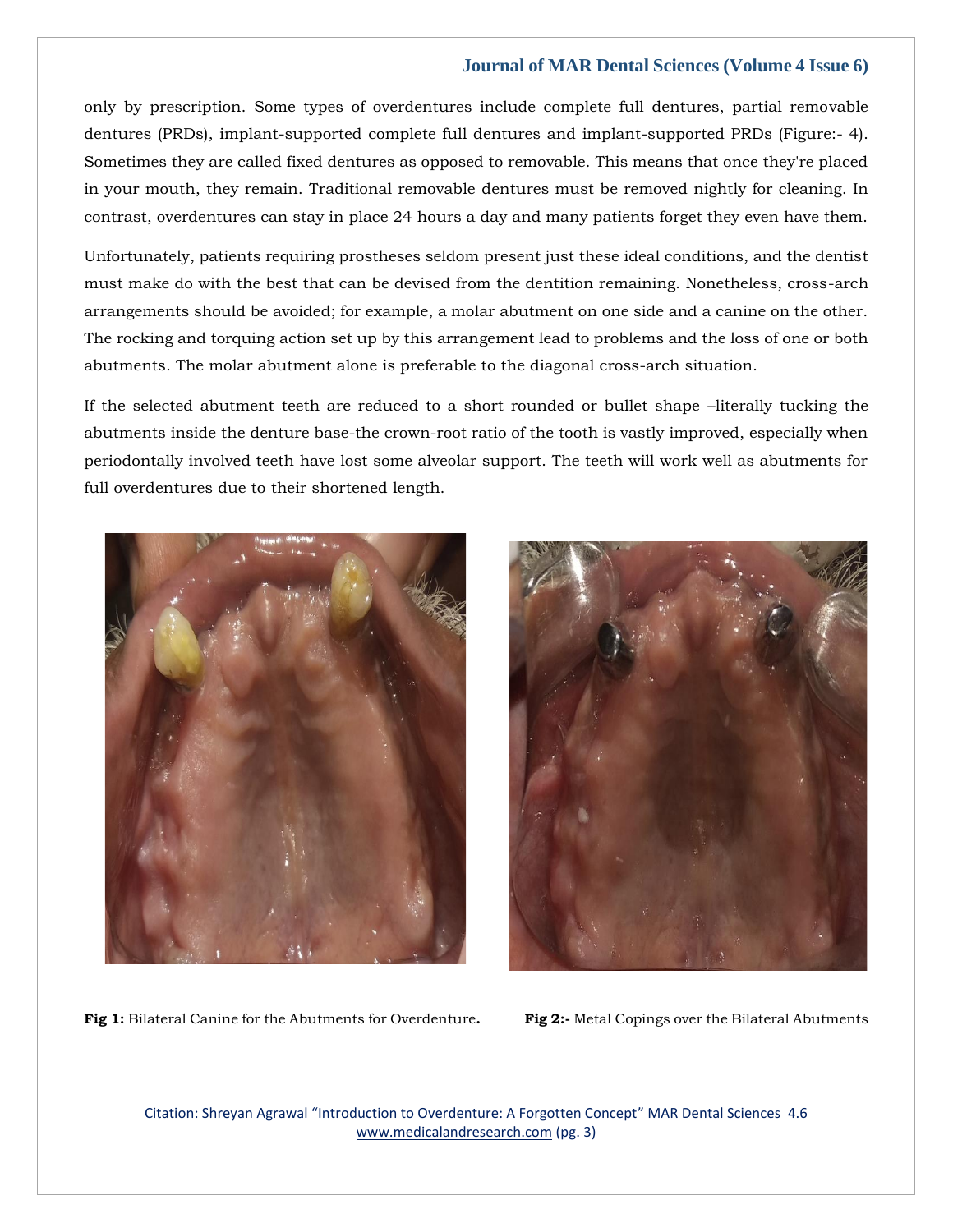only by prescription. Some types of overdentures include complete full dentures, partial removable dentures (PRDs), implant-supported complete full dentures and implant-supported PRDs (Figure:- 4). Sometimes they are called fixed dentures as opposed to removable. This means that once they're placed in your mouth, they remain. Traditional removable dentures must be removed nightly for cleaning. In contrast, overdentures can stay in place 24 hours a day and many patients forget they even have them.

Unfortunately, patients requiring prostheses seldom present just these ideal conditions, and the dentist must make do with the best that can be devised from the dentition remaining. Nonetheless, cross-arch arrangements should be avoided; for example, a molar abutment on one side and a canine on the other. The rocking and torquing action set up by this arrangement lead to problems and the loss of one or both abutments. The molar abutment alone is preferable to the diagonal cross-arch situation.

If the selected abutment teeth are reduced to a short rounded or bullet shape –literally tucking the abutments inside the denture base-the crown-root ratio of the tooth is vastly improved, especially when periodontally involved teeth have lost some alveolar support. The teeth will work well as abutments for full overdentures due to their shortened length.

**Fig 1:** Bilateral Canine for the Abutments for Overdenture**.**

**Fig 2:-** Metal Copings over the Bilateral Abutments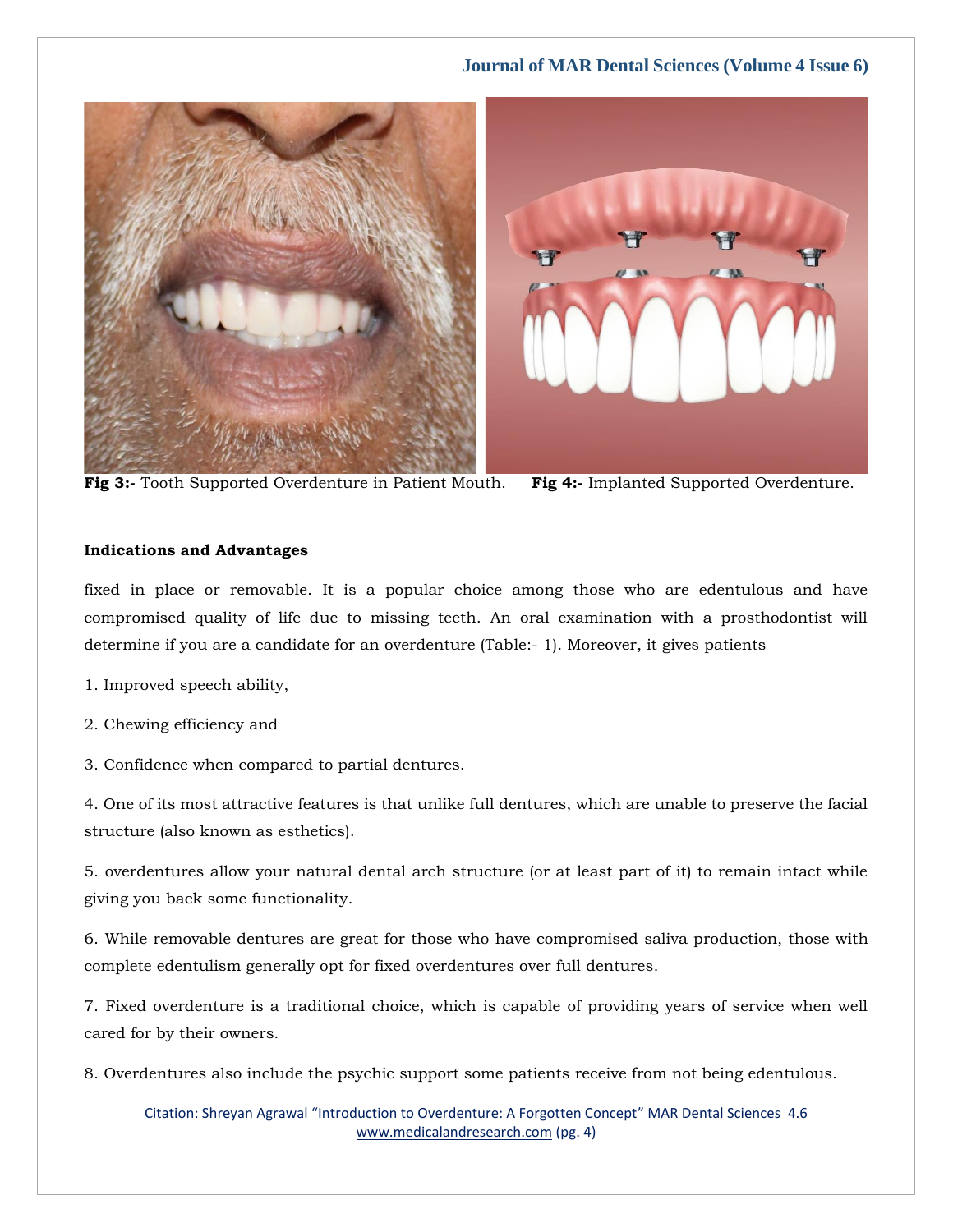**Fig 3:-** Tooth Supported Overdenture in Patient Mouth. **Fig 4:-** Implanted Supported Overdenture.

**Indications and Advantages**

fixed in place or removable. It is a popular choice among those who are edentulous and have compromised quality of life due to missing teeth. An oral examination with a prosthodontist will determine if you are a candidate for an overdenture (Table:- 1). Moreover, it gives patients

1. Improved speech ability,

2. Chewing efficiency and

3. Confidence when compared to partial dentures.

4. One of its most attractive features is that unlike full dentures, which are unable to preserve the facial structure (also known as esthetics).

5. overdentures allow your natural dental arch structure (or at least part of it) to remain intact while giving you back some functionality.

6. While removable dentures are great for those who have compromised saliva production, those with complete edentulism generally opt for fixed overdentures over full dentures.

7. Fixed overdenture is a traditional choice, which is capable of providing years of service when well cared for by their owners.

8. Overdentures also include the psychic support some patients receive from not being edentulous.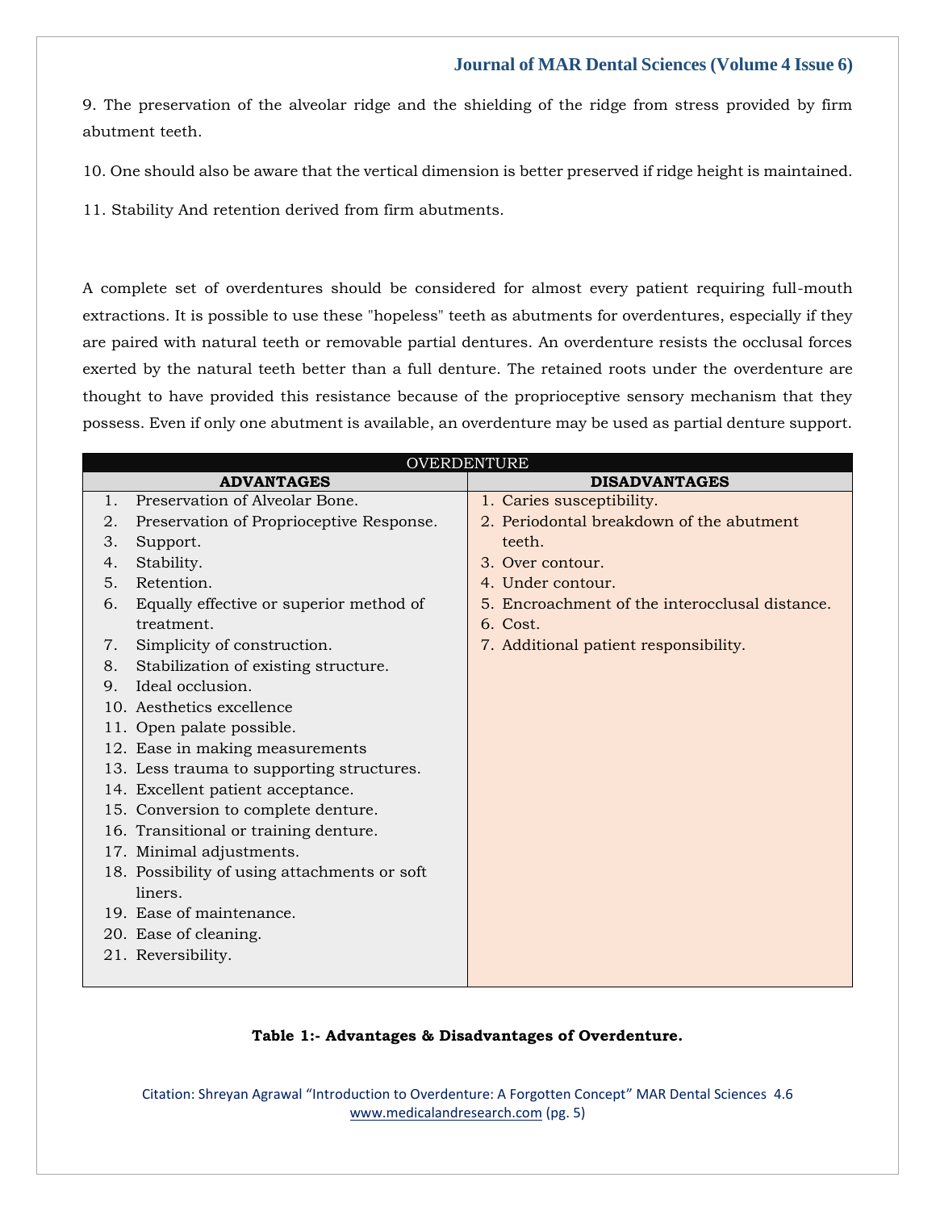9. The preservation of the alveolar ridge and the shielding of the ridge from stress provided by firm abutment teeth.

10. One should also be aware that the vertical dimension is better preserved if ridge height is maintained.

11. Stability And retention derived from firm abutments.

A complete set of overdentures should be considered for almost every patient requiring full-mouth extractions. It is possible to use these "hopeless" teeth as abutments for overdentures, especially if they are paired with natural teeth or removable partial dentures. An overdenture resists the occlusal forces exerted by the natural teeth better than a full denture. The retained roots under the overdenture are thought to have provided this resistance because of the proprioceptive sensory mechanism that they possess. Even if only one abutment is available, an overdenture may be used as partial denture support.

| OVERDENTURE | |
|---|---|
| **ADVANTAGES** | **DISADVANTAGES** |
| 1. Preservation of Alveolar Bone. | 1. Caries susceptibility. |
| 2. Preservation of Proprioceptive Response. | 2. Periodontal breakdown of the abutment teeth. |
| 3. Support. | 3. Over contour. |
| 4. Stability. | 4. Under contour. |
| 5. Retention. | 5. Encroachment of the interocclusal distance. |
| 6. Equally effective or superior method of treatment. | 6. Cost. |
| 7. Simplicity of construction. | 7. Additional patient responsibility. |
| 8. Stabilization of existing structure. | |
| 9. Ideal occlusion. | |
| 10. Aesthetics excellence | |
| 11. Open palate possible. | |
| 12. Ease in making measurements | |
| 13. Less trauma to supporting structures. | |
| 14. Excellent patient acceptance. | |
| 15. Conversion to complete denture. | |
| 16. Transitional or training denture. | |
| 17. Minimal adjustments. | |
| 18. Possibility of using attachments or soft liners. | |
| 19. Ease of maintenance. | |
| 20. Ease of cleaning. | |
| 21. Reversibility. | |

**Table 1:- Advantages & Disadvantages of Overdenture.**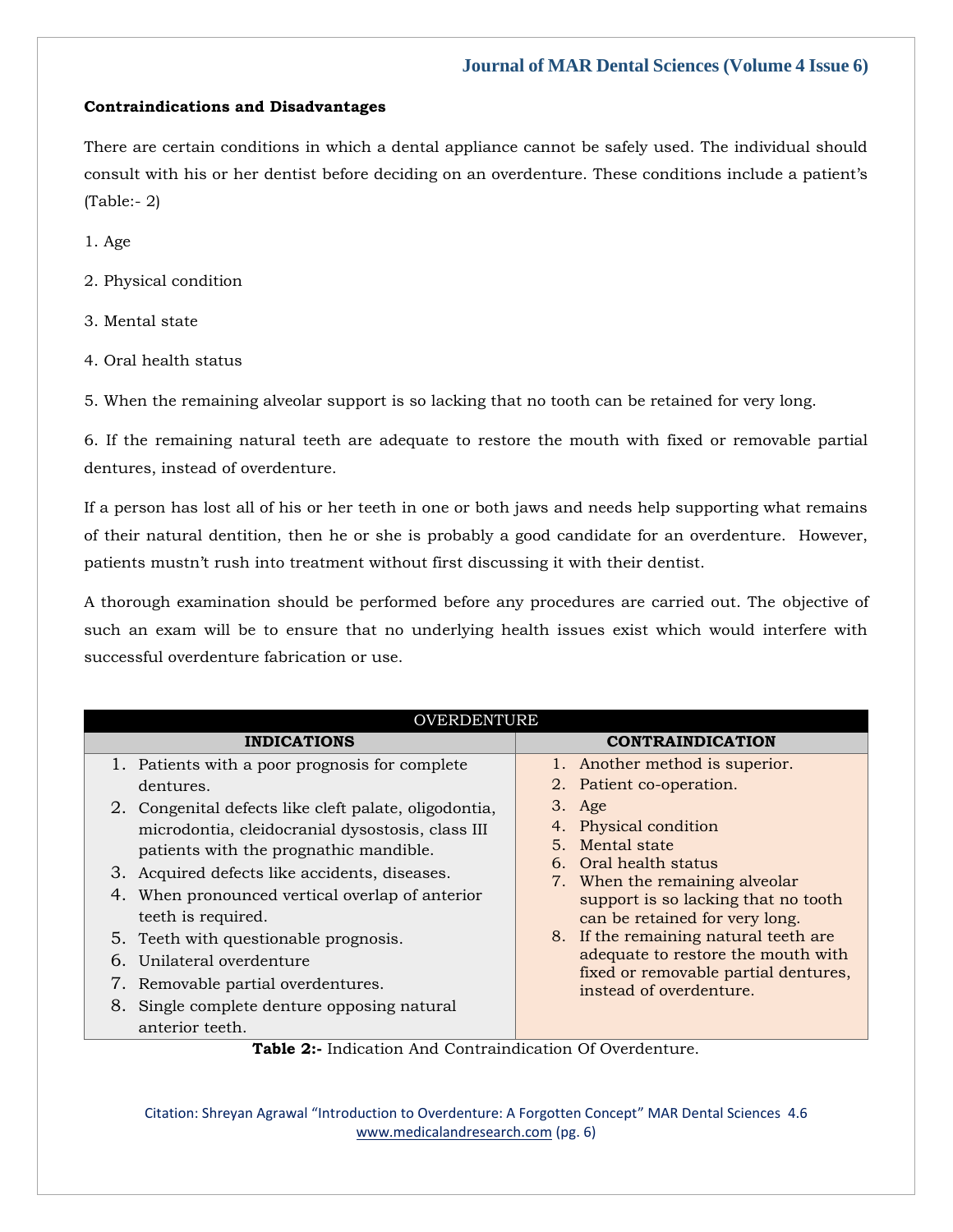### Contraindications and Disadvantages

There are certain conditions in which a dental appliance cannot be safely used. The individual should consult with his or her dentist before deciding on an overdenture. These conditions include a patient's (Table:- 2)

1. Age

2. Physical condition

3. Mental state

4. Oral health status

5. When the remaining alveolar support is so lacking that no tooth can be retained for very long.

6. If the remaining natural teeth are adequate to restore the mouth with fixed or removable partial dentures, instead of overdenture.

If a person has lost all of his or her teeth in one or both jaws and needs help supporting what remains of their natural dentition, then he or she is probably a good candidate for an overdenture. However, patients mustn't rush into treatment without first discussing it with their dentist.

A thorough examination should be performed before any procedures are carried out. The objective of such an exam will be to ensure that no underlying health issues exist which would interfere with successful overdenture fabrication or use.

| OVERDENTURE | |
|---|---|
| **INDICATIONS** | **CONTRAINDICATION** |
| 1. Patients with a poor prognosis for complete dentures.<br>2. Congenital defects like cleft palate, oligodontia, microdontia, cleidocranial dysostosis, class III patients with the prognathic mandible.<br>3. Acquired defects like accidents, diseases.<br>4. When pronounced vertical overlap of anterior teeth is required.<br>5. Teeth with questionable prognosis.<br>6. Unilateral overdenture<br>7. Removable partial overdentures.<br>8. Single complete denture opposing natural anterior teeth. | 1. Another method is superior.<br>2. Patient co-operation.<br>3. Age<br>4. Physical condition<br>5. Mental state<br>6. Oral health status<br>7. When the remaining alveolar support is so lacking that no tooth can be retained for very long.<br>8. If the remaining natural teeth are adequate to restore the mouth with fixed or removable partial dentures, instead of overdenture. |

**Table 2:-** Indication And Contraindication Of Overdenture.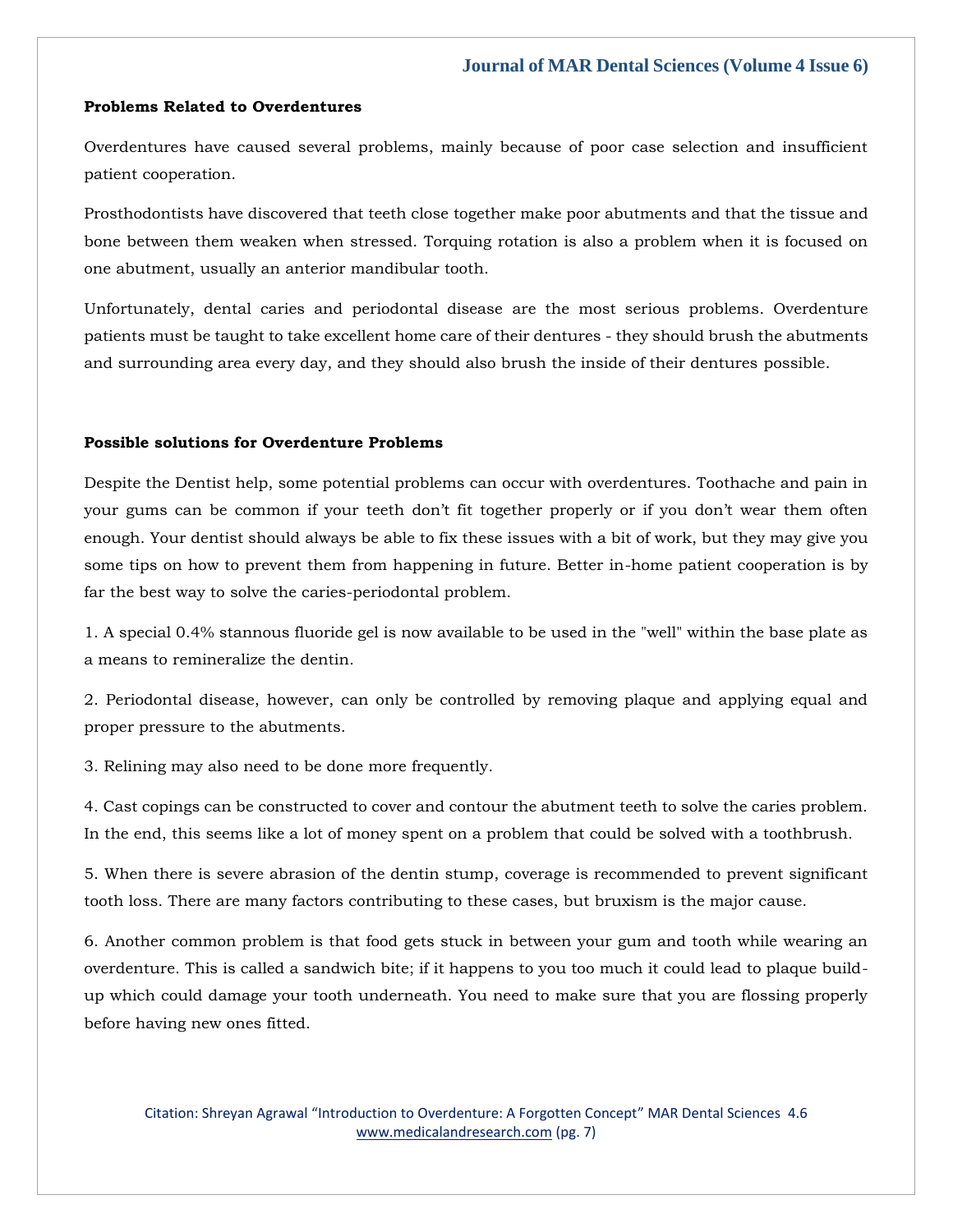**Problems Related to Overdentures**

Overdentures have caused several problems, mainly because of poor case selection and insufficient patient cooperation.

Prosthodontists have discovered that teeth close together make poor abutments and that the tissue and bone between them weaken when stressed. Torquing rotation is also a problem when it is focused on one abutment, usually an anterior mandibular tooth.

Unfortunately, dental caries and periodontal disease are the most serious problems. Overdenture patients must be taught to take excellent home care of their dentures - they should brush the abutments and surrounding area every day, and they should also brush the inside of their dentures possible.

**Possible solutions for Overdenture Problems**

Despite the Dentist help, some potential problems can occur with overdentures. Toothache and pain in your gums can be common if your teeth don't fit together properly or if you don't wear them often enough. Your dentist should always be able to fix these issues with a bit of work, but they may give you some tips on how to prevent them from happening in future. Better in-home patient cooperation is by far the best way to solve the caries-periodontal problem.

1. A special 0.4% stannous fluoride gel is now available to be used in the "well" within the base plate as a means to remineralize the dentin.

2. Periodontal disease, however, can only be controlled by removing plaque and applying equal and proper pressure to the abutments.

3. Relining may also need to be done more frequently.

4. Cast copings can be constructed to cover and contour the abutment teeth to solve the caries problem. In the end, this seems like a lot of money spent on a problem that could be solved with a toothbrush.

5. When there is severe abrasion of the dentin stump, coverage is recommended to prevent significant tooth loss. There are many factors contributing to these cases, but bruxism is the major cause.

6. Another common problem is that food gets stuck in between your gum and tooth while wearing an overdenture. This is called a sandwich bite; if it happens to you too much it could lead to plaque build-up which could damage your tooth underneath. You need to make sure that you are flossing properly before having new ones fitted.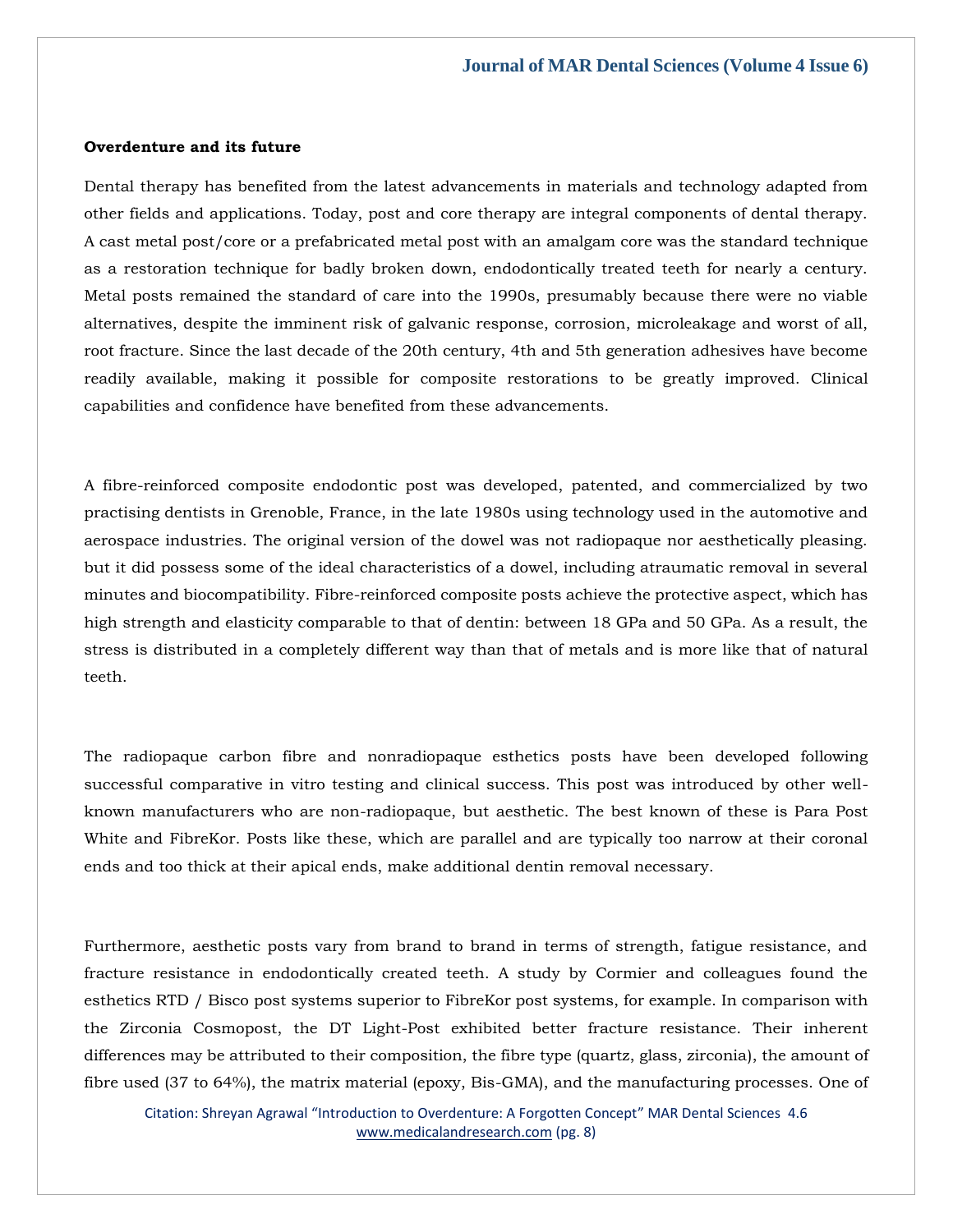**Overdenture and its future**

Dental therapy has benefited from the latest advancements in materials and technology adapted from other fields and applications. Today, post and core therapy are integral components of dental therapy. A cast metal post/core or a prefabricated metal post with an amalgam core was the standard technique as a restoration technique for badly broken down, endodontically treated teeth for nearly a century. Metal posts remained the standard of care into the 1990s, presumably because there were no viable alternatives, despite the imminent risk of galvanic response, corrosion, microleakage and worst of all, root fracture. Since the last decade of the 20th century, 4th and 5th generation adhesives have become readily available, making it possible for composite restorations to be greatly improved. Clinical capabilities and confidence have benefited from these advancements.

A fibre-reinforced composite endodontic post was developed, patented, and commercialized by two practising dentists in Grenoble, France, in the late 1980s using technology used in the automotive and aerospace industries. The original version of the dowel was not radiopaque nor aesthetically pleasing. but it did possess some of the ideal characteristics of a dowel, including atraumatic removal in several minutes and biocompatibility. Fibre-reinforced composite posts achieve the protective aspect, which has high strength and elasticity comparable to that of dentin: between 18 GPa and 50 GPa. As a result, the stress is distributed in a completely different way than that of metals and is more like that of natural teeth.

The radiopaque carbon fibre and nonradiopaque esthetics posts have been developed following successful comparative in vitro testing and clinical success. This post was introduced by other well-known manufacturers who are non-radiopaque, but aesthetic. The best known of these is Para Post White and FibreKor. Posts like these, which are parallel and are typically too narrow at their coronal ends and too thick at their apical ends, make additional dentin removal necessary.

Furthermore, aesthetic posts vary from brand to brand in terms of strength, fatigue resistance, and fracture resistance in endodontically created teeth. A study by Cormier and colleagues found the esthetics RTD / Bisco post systems superior to FibreKor post systems, for example. In comparison with the Zirconia Cosmopost, the DT Light-Post exhibited better fracture resistance. Their inherent differences may be attributed to their composition, the fibre type (quartz, glass, zirconia), the amount of fibre used (37 to 64%), the matrix material (epoxy, Bis-GMA), and the manufacturing processes. One of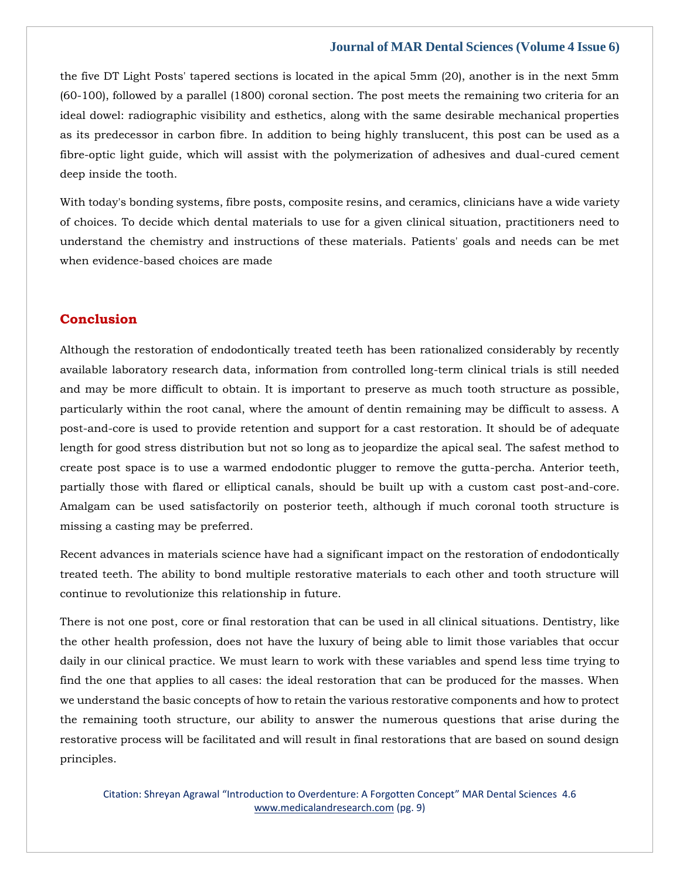the five DT Light Posts' tapered sections is located in the apical 5mm (20), another is in the next 5mm (60-100), followed by a parallel (1800) coronal section. The post meets the remaining two criteria for an ideal dowel: radiographic visibility and esthetics, along with the same desirable mechanical properties as its predecessor in carbon fibre. In addition to being highly translucent, this post can be used as a fibre-optic light guide, which will assist with the polymerization of adhesives and dual-cured cement deep inside the tooth.

With today's bonding systems, fibre posts, composite resins, and ceramics, clinicians have a wide variety of choices. To decide which dental materials to use for a given clinical situation, practitioners need to understand the chemistry and instructions of these materials. Patients' goals and needs can be met when evidence-based choices are made

## Conclusion

Although the restoration of endodontically treated teeth has been rationalized considerably by recently available laboratory research data, information from controlled long-term clinical trials is still needed and may be more difficult to obtain. It is important to preserve as much tooth structure as possible, particularly within the root canal, where the amount of dentin remaining may be difficult to assess. A post-and-core is used to provide retention and support for a cast restoration. It should be of adequate length for good stress distribution but not so long as to jeopardize the apical seal. The safest method to create post space is to use a warmed endodontic plugger to remove the gutta-percha. Anterior teeth, partially those with flared or elliptical canals, should be built up with a custom cast post-and-core. Amalgam can be used satisfactorily on posterior teeth, although if much coronal tooth structure is missing a casting may be preferred.

Recent advances in materials science have had a significant impact on the restoration of endodontically treated teeth. The ability to bond multiple restorative materials to each other and tooth structure will continue to revolutionize this relationship in future.

There is not one post, core or final restoration that can be used in all clinical situations. Dentistry, like the other health profession, does not have the luxury of being able to limit those variables that occur daily in our clinical practice. We must learn to work with these variables and spend less time trying to find the one that applies to all cases: the ideal restoration that can be produced for the masses. When we understand the basic concepts of how to retain the various restorative components and how to protect the remaining tooth structure, our ability to answer the numerous questions that arise during the restorative process will be facilitated and will result in final restorations that are based on sound design principles.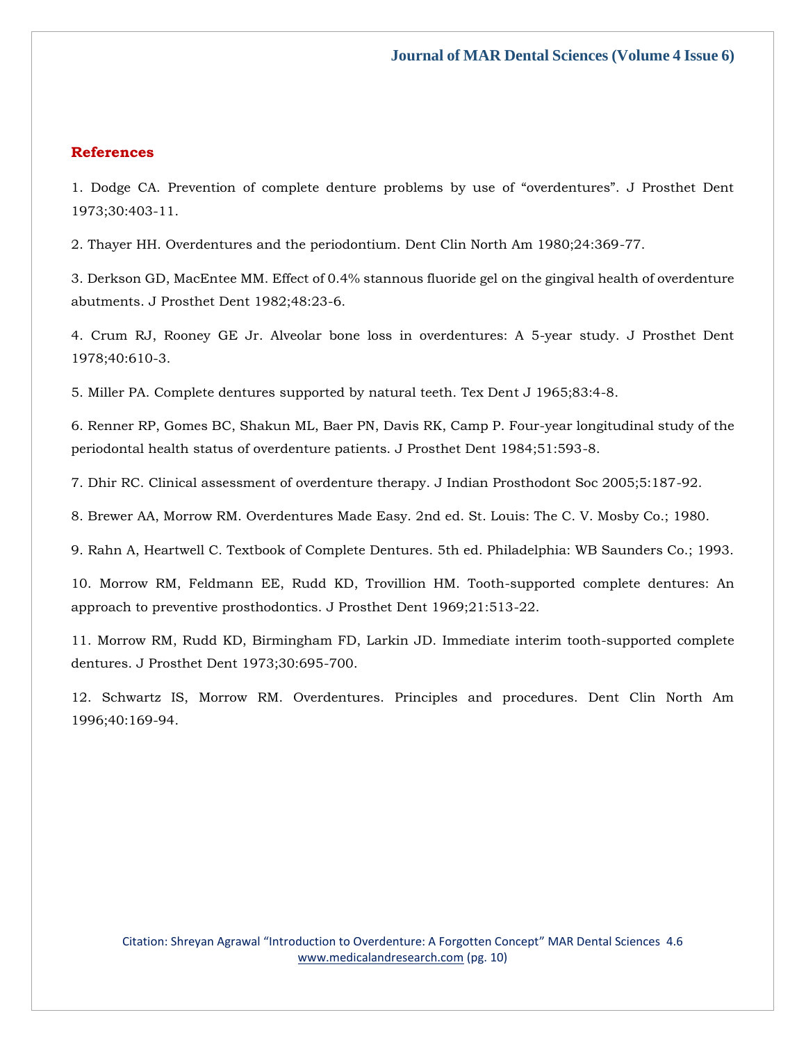## References

1. Dodge CA. Prevention of complete denture problems by use of “overdentures”. J Prosthet Dent 1973;30:403-11.

2. Thayer HH. Overdentures and the periodontium. Dent Clin North Am 1980;24:369-77.

3. Derkson GD, MacEntee MM. Effect of 0.4% stannous fluoride gel on the gingival health of overdenture abutments. J Prosthet Dent 1982;48:23-6.

4. Crum RJ, Rooney GE Jr. Alveolar bone loss in overdentures: A 5-year study. J Prosthet Dent 1978;40:610-3.

5. Miller PA. Complete dentures supported by natural teeth. Tex Dent J 1965;83:4-8.

6. Renner RP, Gomes BC, Shakun ML, Baer PN, Davis RK, Camp P. Four-year longitudinal study of the periodontal health status of overdenture patients. J Prosthet Dent 1984;51:593-8.

7. Dhir RC. Clinical assessment of overdenture therapy. J Indian Prosthodont Soc 2005;5:187-92.

8. Brewer AA, Morrow RM. Overdentures Made Easy. 2nd ed. St. Louis: The C. V. Mosby Co.; 1980.

9. Rahn A, Heartwell C. Textbook of Complete Dentures. 5th ed. Philadelphia: WB Saunders Co.; 1993.

10. Morrow RM, Feldmann EE, Rudd KD, Trovillion HM. Tooth-supported complete dentures: An approach to preventive prosthodontics. J Prosthet Dent 1969;21:513-22.

11. Morrow RM, Rudd KD, Birmingham FD, Larkin JD. Immediate interim tooth-supported complete dentures. J Prosthet Dent 1973;30:695-700.

12. Schwartz IS, Morrow RM. Overdentures. Principles and procedures. Dent Clin North Am 1996;40:169-94.